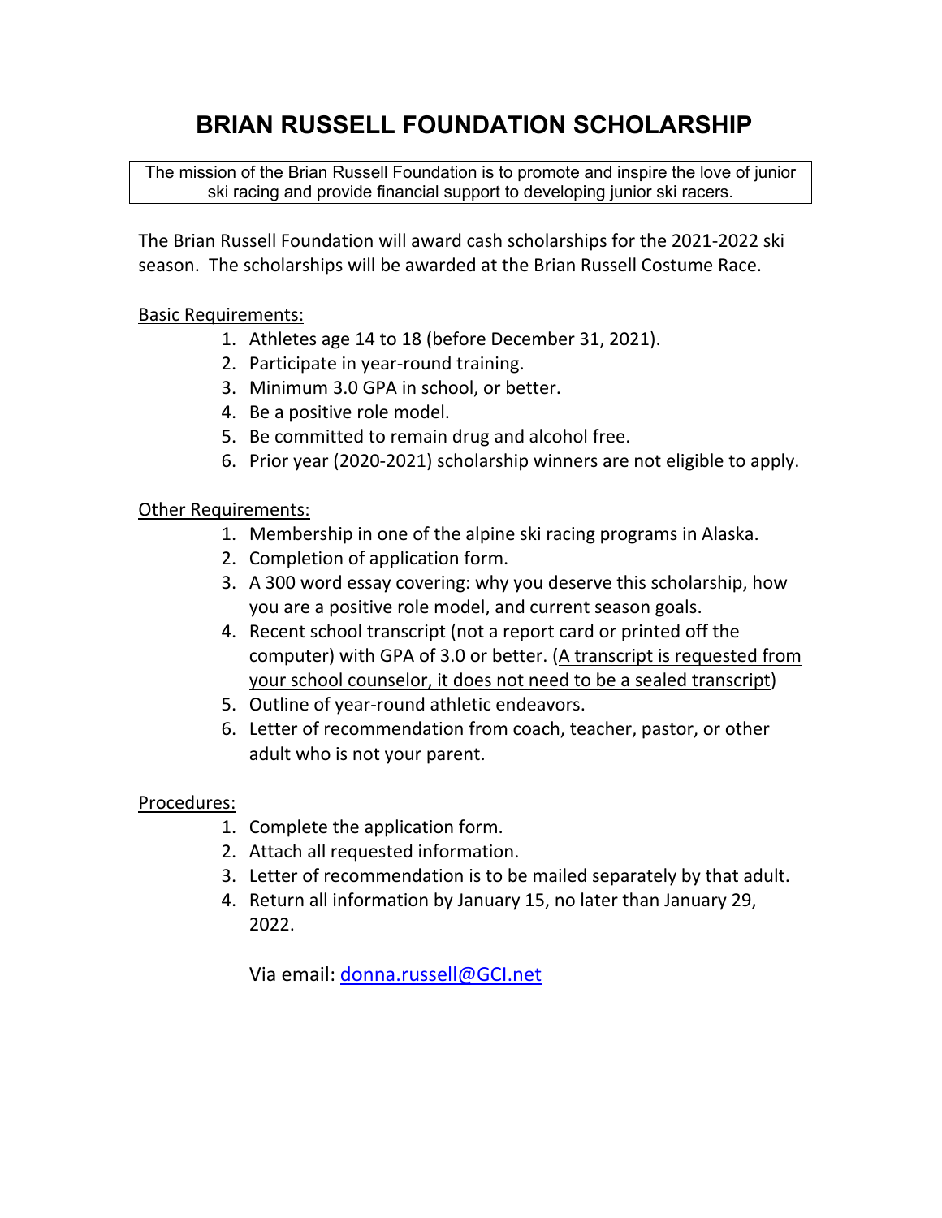# BRIAN RUSSELL FOUNDATION SCHOLARSHIP

The mission of the Brian Russell Foundation is to promote and inspire the love of junior ski racing and provide financial support to developing junior ski racers.

The Brian Russell Foundation will award cash scholarships for the 2021-2022 ski season. The scholarships will be awarded at the Brian Russell Costume Race.

Basic Requirements:

1. Athletes age 14 to 18 (before December 31, 2021).
2. Participate in year-round training.
3. Minimum 3.0 GPA in school, or better.
4. Be a positive role model.
5. Be committed to remain drug and alcohol free.
6. Prior year (2020-2021) scholarship winners are not eligible to apply.

Other Requirements:

1. Membership in one of the alpine ski racing programs in Alaska.
2. Completion of application form.
3. A 300 word essay covering: why you deserve this scholarship, how you are a positive role model, and current season goals.
4. Recent school transcript (not a report card or printed off the computer) with GPA of 3.0 or better. (A transcript is requested from your school counselor, it does not need to be a sealed transcript)
5. Outline of year-round athletic endeavors.
6. Letter of recommendation from coach, teacher, pastor, or other adult who is not your parent.

Procedures:

1. Complete the application form.
2. Attach all requested information.
3. Letter of recommendation is to be mailed separately by that adult.
4. Return all information by January 15, no later than January 29, 2022.

   Via email: donna.russell@GCI.net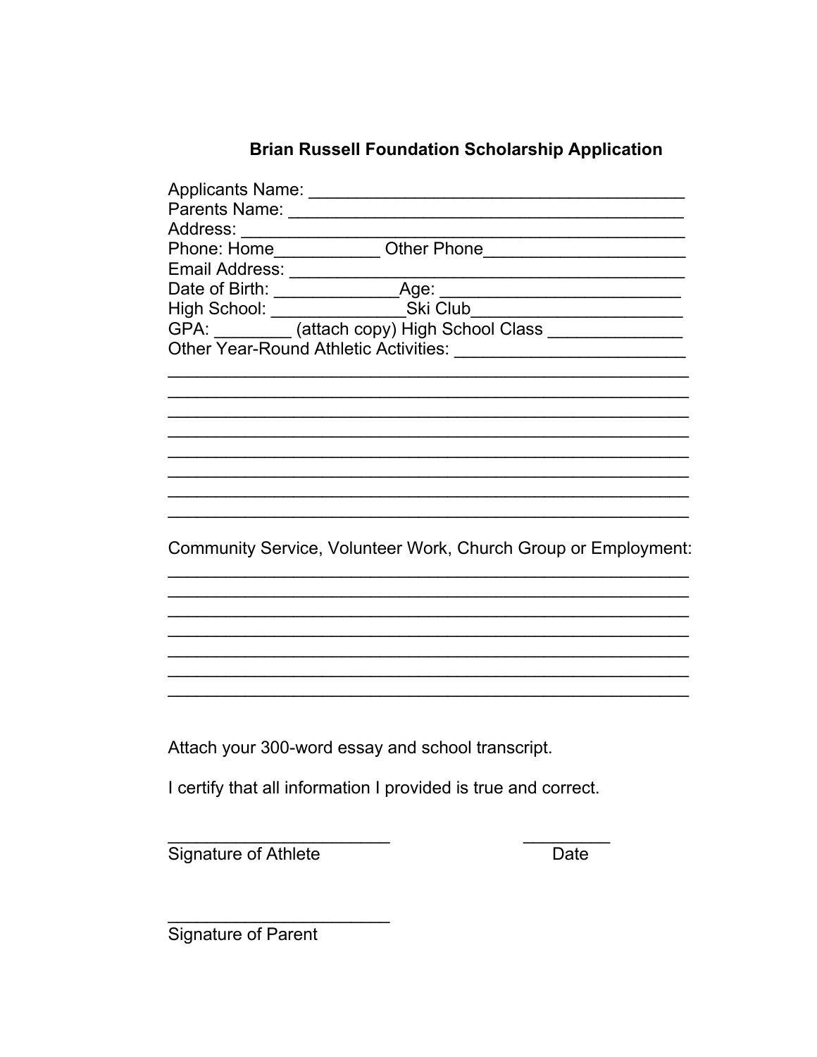## Brian Russell Foundation Scholarship Application

Applicants Name: ________________________________________

Parents Name: __________________________________________

Address: ______________________________________________

Phone: Home___________ Other Phone_____________________

Email Address: __________________________________________

Date of Birth: _____________Age: _________________________

High School: ______________Ski Club______________________

GPA: ________ (attach copy) High School Class ______________

Other Year-Round Athletic Activities: ________________________

________________________________________________________

________________________________________________________

________________________________________________________

________________________________________________________

________________________________________________________

________________________________________________________

________________________________________________________

________________________________________________________

Community Service, Volunteer Work, Church Group or Employment:

________________________________________________________

________________________________________________________

________________________________________________________

________________________________________________________

________________________________________________________

________________________________________________________

________________________________________________________

Attach your 300-word essay and school transcript.

I certify that all information I provided is true and correct.

________________________ _________

Signature of Athlete Date

________________________

Signature of Parent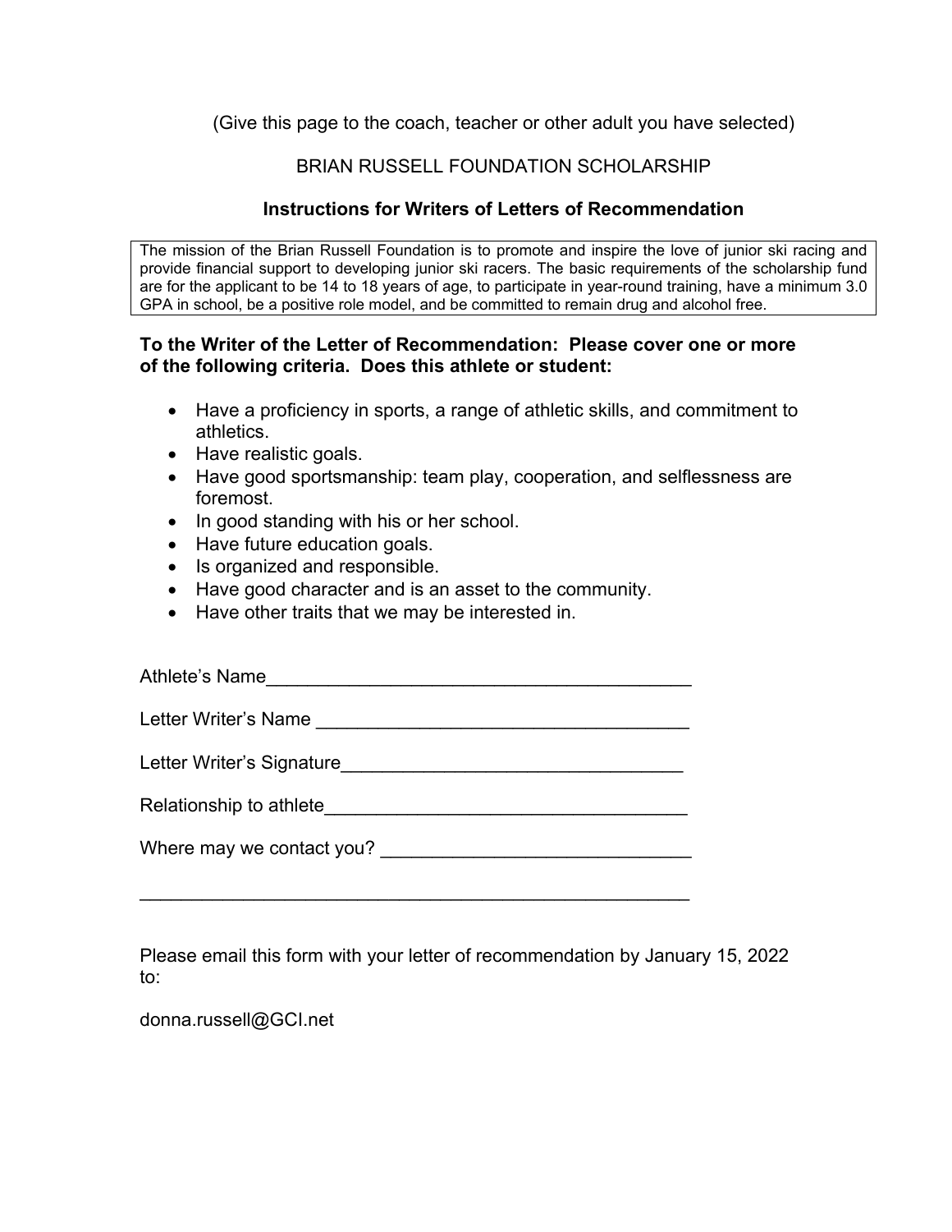(Give this page to the coach, teacher or other adult you have selected)

BRIAN RUSSELL FOUNDATION SCHOLARSHIP

## Instructions for Writers of Letters of Recommendation

The mission of the Brian Russell Foundation is to promote and inspire the love of junior ski racing and provide financial support to developing junior ski racers. The basic requirements of the scholarship fund are for the applicant to be 14 to 18 years of age, to participate in year-round training, have a minimum 3.0 GPA in school, be a positive role model, and be committed to remain drug and alcohol free.

**To the Writer of the Letter of Recommendation: Please cover one or more of the following criteria. Does this athlete or student:**

- Have a proficiency in sports, a range of athletic skills, and commitment to athletics.
- Have realistic goals.
- Have good sportsmanship: team play, cooperation, and selflessness are foremost.
- In good standing with his or her school.
- Have future education goals.
- Is organized and responsible.
- Have good character and is an asset to the community.
- Have other traits that we may be interested in.

Athlete's Name__________________________________________

Letter Writer's Name ____________________________________

Letter Writer's Signature_________________________________

Relationship to athlete___________________________________

Where may we contact you? ______________________________

_______________________________________________________

Please email this form with your letter of recommendation by January 15, 2022 to:

donna.russell@GCI.net